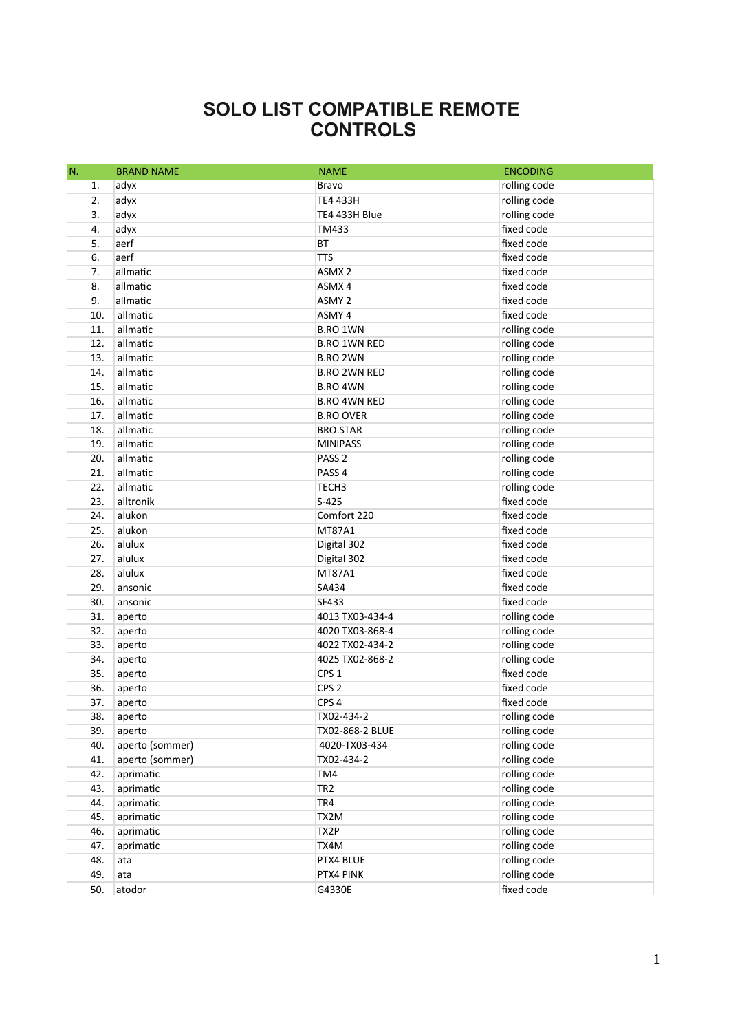# SOLO LIST COMPATIBLE REMOTE CONTROLS

| N. | BRAND NAME | NAME | ENCODING |
| --- | --- | --- | --- |
| 1. | adyx | Bravo | rolling code |
| 2. | adyx | TE4 433H | rolling code |
| 3. | adyx | TE4 433H Blue | rolling code |
| 4. | adyx | TM433 | fixed code |
| 5. | aerf | BT | fixed code |
| 6. | aerf | TTS | fixed code |
| 7. | allmatic | ASMX 2 | fixed code |
| 8. | allmatic | ASMX 4 | fixed code |
| 9. | allmatic | ASMY 2 | fixed code |
| 10. | allmatic | ASMY 4 | fixed code |
| 11. | allmatic | B.RO 1WN | rolling code |
| 12. | allmatic | B.RO 1WN RED | rolling code |
| 13. | allmatic | B.RO 2WN | rolling code |
| 14. | allmatic | B.RO 2WN RED | rolling code |
| 15. | allmatic | B.RO 4WN | rolling code |
| 16. | allmatic | B.RO 4WN RED | rolling code |
| 17. | allmatic | B.RO OVER | rolling code |
| 18. | allmatic | BRO.STAR | rolling code |
| 19. | allmatic | MINIPASS | rolling code |
| 20. | allmatic | PASS 2 | rolling code |
| 21. | allmatic | PASS 4 | rolling code |
| 22. | allmatic | TECH3 | rolling code |
| 23. | alltronik | S-425 | fixed code |
| 24. | alukon | Comfort 220 | fixed code |
| 25. | alukon | MT87A1 | fixed code |
| 26. | alulux | Digital 302 | fixed code |
| 27. | alulux | Digital 302 | fixed code |
| 28. | alulux | MT87A1 | fixed code |
| 29. | ansonic | SA434 | fixed code |
| 30. | ansonic | SF433 | fixed code |
| 31. | aperto | 4013 TX03-434-4 | rolling code |
| 32. | aperto | 4020 TX03-868-4 | rolling code |
| 33. | aperto | 4022 TX02-434-2 | rolling code |
| 34. | aperto | 4025 TX02-868-2 | rolling code |
| 35. | aperto | CPS 1 | fixed code |
| 36. | aperto | CPS 2 | fixed code |
| 37. | aperto | CPS 4 | fixed code |
| 38. | aperto | TX02-434-2 | rolling code |
| 39. | aperto | TX02-868-2 BLUE | rolling code |
| 40. | aperto (sommer) | 4020-TX03-434 | rolling code |
| 41. | aperto (sommer) | TX02-434-2 | rolling code |
| 42. | aprimatic | TM4 | rolling code |
| 43. | aprimatic | TR2 | rolling code |
| 44. | aprimatic | TR4 | rolling code |
| 45. | aprimatic | TX2M | rolling code |
| 46. | aprimatic | TX2P | rolling code |
| 47. | aprimatic | TX4M | rolling code |
| 48. | ata | PTX4 BLUE | rolling code |
| 49. | ata | PTX4 PINK | rolling code |
| 50. | atodor | G4330E | fixed code |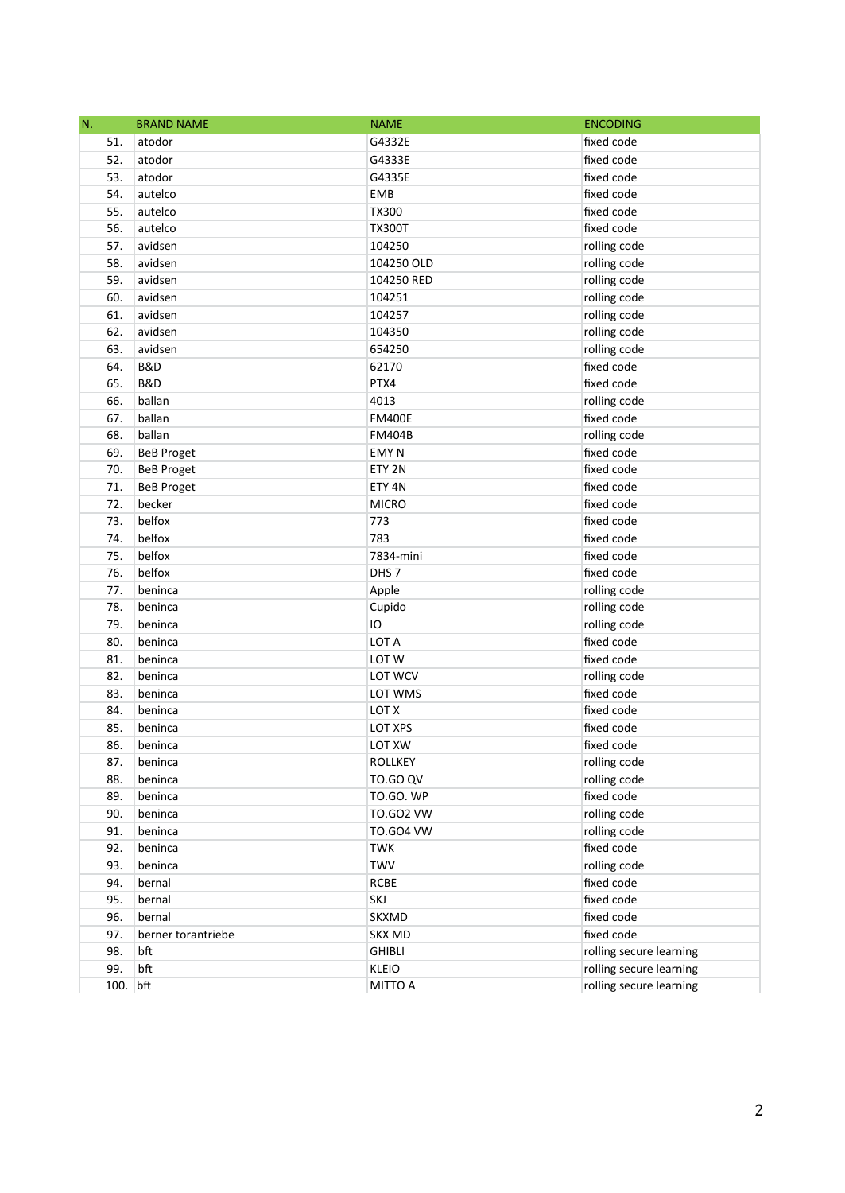| N. | BRAND NAME | NAME | ENCODING |
|---|---|---|---|
| 51. | atodor | G4332E | fixed code |
| 52. | atodor | G4333E | fixed code |
| 53. | atodor | G4335E | fixed code |
| 54. | autelco | EMB | fixed code |
| 55. | autelco | TX300 | fixed code |
| 56. | autelco | TX300T | fixed code |
| 57. | avidsen | 104250 | rolling code |
| 58. | avidsen | 104250 OLD | rolling code |
| 59. | avidsen | 104250 RED | rolling code |
| 60. | avidsen | 104251 | rolling code |
| 61. | avidsen | 104257 | rolling code |
| 62. | avidsen | 104350 | rolling code |
| 63. | avidsen | 654250 | rolling code |
| 64. | B&D | 62170 | fixed code |
| 65. | B&D | PTX4 | fixed code |
| 66. | ballan | 4013 | rolling code |
| 67. | ballan | FM400E | fixed code |
| 68. | ballan | FM404B | rolling code |
| 69. | BeB Proget | EMY N | fixed code |
| 70. | BeB Proget | ETY 2N | fixed code |
| 71. | BeB Proget | ETY 4N | fixed code |
| 72. | becker | MICRO | fixed code |
| 73. | belfox | 773 | fixed code |
| 74. | belfox | 783 | fixed code |
| 75. | belfox | 7834-mini | fixed code |
| 76. | belfox | DHS 7 | fixed code |
| 77. | beninca | Apple | rolling code |
| 78. | beninca | Cupido | rolling code |
| 79. | beninca | IO | rolling code |
| 80. | beninca | LOT A | fixed code |
| 81. | beninca | LOT W | fixed code |
| 82. | beninca | LOT WCV | rolling code |
| 83. | beninca | LOT WMS | fixed code |
| 84. | beninca | LOT X | fixed code |
| 85. | beninca | LOT XPS | fixed code |
| 86. | beninca | LOT XW | fixed code |
| 87. | beninca | ROLLKEY | rolling code |
| 88. | beninca | TO.GO QV | rolling code |
| 89. | beninca | TO.GO. WP | fixed code |
| 90. | beninca | TO.GO2 VW | rolling code |
| 91. | beninca | TO.GO4 VW | rolling code |
| 92. | beninca | TWK | fixed code |
| 93. | beninca | TWV | rolling code |
| 94. | bernal | RCBE | fixed code |
| 95. | bernal | SKJ | fixed code |
| 96. | bernal | SKXMD | fixed code |
| 97. | berner torantriebe | SKX MD | fixed code |
| 98. | bft | GHIBLI | rolling secure learning |
| 99. | bft | KLEIO | rolling secure learning |
| 100. | bft | MITTO A | rolling secure learning |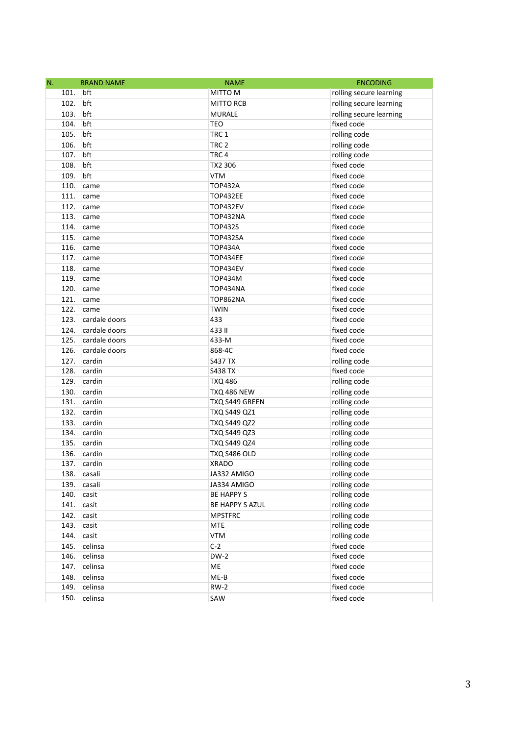| N. | BRAND NAME | NAME | ENCODING |
|---|---|---|---|
| 101. | bft | MITTO M | rolling secure learning |
| 102. | bft | MITTO RCB | rolling secure learning |
| 103. | bft | MURALE | rolling secure learning |
| 104. | bft | TEO | fixed code |
| 105. | bft | TRC 1 | rolling code |
| 106. | bft | TRC 2 | rolling code |
| 107. | bft | TRC 4 | rolling code |
| 108. | bft | TX2 306 | fixed code |
| 109. | bft | VTM | fixed code |
| 110. | came | TOP432A | fixed code |
| 111. | came | TOP432EE | fixed code |
| 112. | came | TOP432EV | fixed code |
| 113. | came | TOP432NA | fixed code |
| 114. | came | TOP432S | fixed code |
| 115. | came | TOP432SA | fixed code |
| 116. | came | TOP434A | fixed code |
| 117. | came | TOP434EE | fixed code |
| 118. | came | TOP434EV | fixed code |
| 119. | came | TOP434M | fixed code |
| 120. | came | TOP434NA | fixed code |
| 121. | came | TOP862NA | fixed code |
| 122. | came | TWIN | fixed code |
| 123. | cardale doors | 433 | fixed code |
| 124. | cardale doors | 433 II | fixed code |
| 125. | cardale doors | 433-M | fixed code |
| 126. | cardale doors | 868-4C | fixed code |
| 127. | cardin | S437 TX | rolling code |
| 128. | cardin | S438 TX | fixed code |
| 129. | cardin | TXQ 486 | rolling code |
| 130. | cardin | TXQ 486 NEW | rolling code |
| 131. | cardin | TXQ S449 GREEN | rolling code |
| 132. | cardin | TXQ S449 QZ1 | rolling code |
| 133. | cardin | TXQ S449 QZ2 | rolling code |
| 134. | cardin | TXQ S449 QZ3 | rolling code |
| 135. | cardin | TXQ S449 QZ4 | rolling code |
| 136. | cardin | TXQ S486 OLD | rolling code |
| 137. | cardin | XRADO | rolling code |
| 138. | casali | JA332 AMIGO | rolling code |
| 139. | casali | JA334 AMIGO | rolling code |
| 140. | casit | BE HAPPY S | rolling code |
| 141. | casit | BE HAPPY S AZUL | rolling code |
| 142. | casit | MPSTFRC | rolling code |
| 143. | casit | MTE | rolling code |
| 144. | casit | VTM | rolling code |
| 145. | celinsa | C-2 | fixed code |
| 146. | celinsa | DW-2 | fixed code |
| 147. | celinsa | ME | fixed code |
| 148. | celinsa | ME-B | fixed code |
| 149. | celinsa | RW-2 | fixed code |
| 150. | celinsa | SAW | fixed code |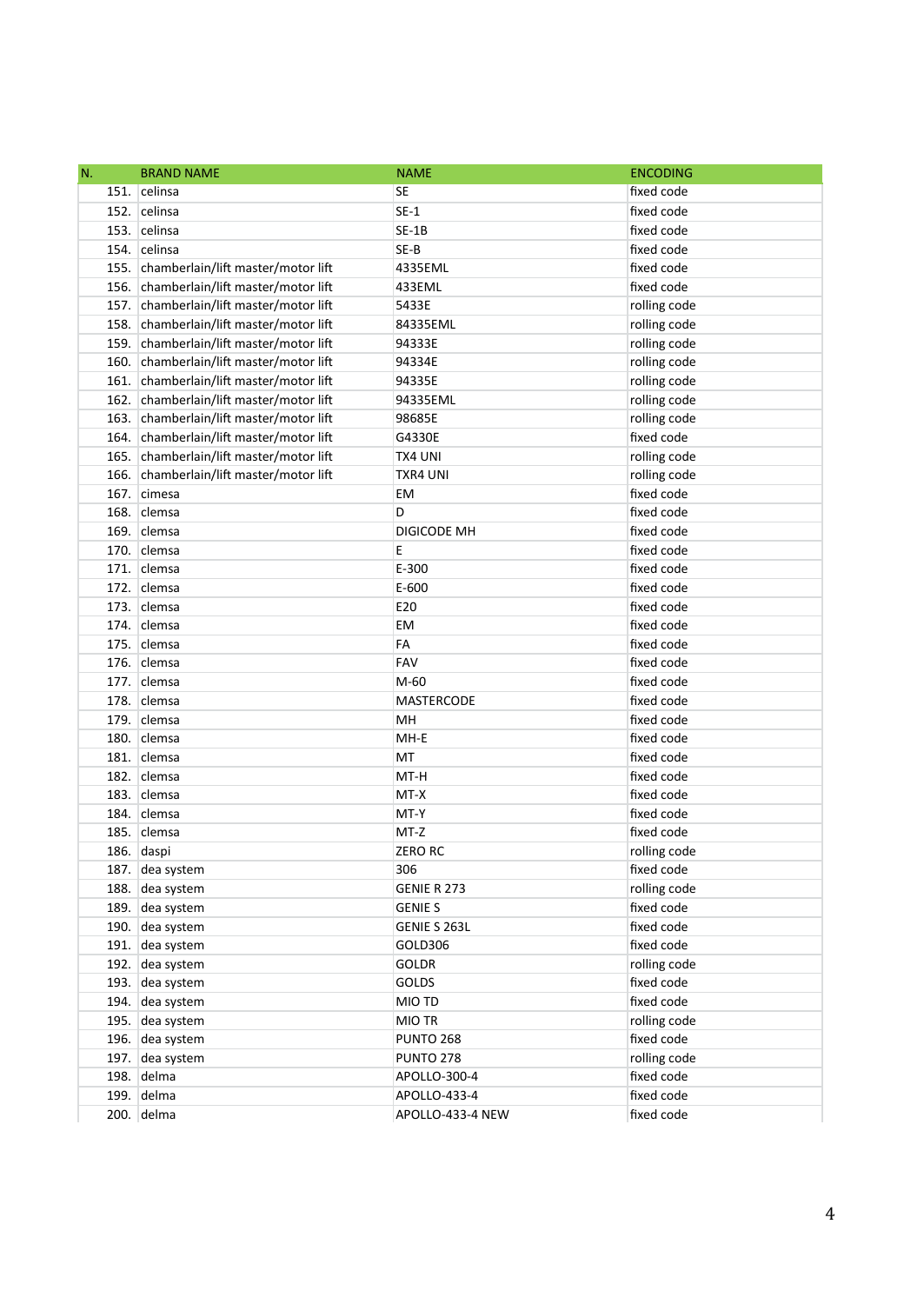| N. | BRAND NAME | NAME | ENCODING |
|---|---|---|---|
| 151. | celinsa | SE | fixed code |
| 152. | celinsa | SE-1 | fixed code |
| 153. | celinsa | SE-1B | fixed code |
| 154. | celinsa | SE-B | fixed code |
| 155. | chamberlain/lift master/motor lift | 4335EML | fixed code |
| 156. | chamberlain/lift master/motor lift | 433EML | fixed code |
| 157. | chamberlain/lift master/motor lift | 5433E | rolling code |
| 158. | chamberlain/lift master/motor lift | 84335EML | rolling code |
| 159. | chamberlain/lift master/motor lift | 94333E | rolling code |
| 160. | chamberlain/lift master/motor lift | 94334E | rolling code |
| 161. | chamberlain/lift master/motor lift | 94335E | rolling code |
| 162. | chamberlain/lift master/motor lift | 94335EML | rolling code |
| 163. | chamberlain/lift master/motor lift | 98685E | rolling code |
| 164. | chamberlain/lift master/motor lift | G4330E | fixed code |
| 165. | chamberlain/lift master/motor lift | TX4 UNI | rolling code |
| 166. | chamberlain/lift master/motor lift | TXR4 UNI | rolling code |
| 167. | cimesa | EM | fixed code |
| 168. | clemsa | D | fixed code |
| 169. | clemsa | DIGICODE MH | fixed code |
| 170. | clemsa | E | fixed code |
| 171. | clemsa | E-300 | fixed code |
| 172. | clemsa | E-600 | fixed code |
| 173. | clemsa | E20 | fixed code |
| 174. | clemsa | EM | fixed code |
| 175. | clemsa | FA | fixed code |
| 176. | clemsa | FAV | fixed code |
| 177. | clemsa | M-60 | fixed code |
| 178. | clemsa | MASTERCODE | fixed code |
| 179. | clemsa | MH | fixed code |
| 180. | clemsa | MH-E | fixed code |
| 181. | clemsa | MT | fixed code |
| 182. | clemsa | MT-H | fixed code |
| 183. | clemsa | MT-X | fixed code |
| 184. | clemsa | MT-Y | fixed code |
| 185. | clemsa | MT-Z | fixed code |
| 186. | daspi | ZERO RC | rolling code |
| 187. | dea system | 306 | fixed code |
| 188. | dea system | GENIE R 273 | rolling code |
| 189. | dea system | GENIE S | fixed code |
| 190. | dea system | GENIE S 263L | fixed code |
| 191. | dea system | GOLD306 | fixed code |
| 192. | dea system | GOLDR | rolling code |
| 193. | dea system | GOLDS | fixed code |
| 194. | dea system | MIO TD | fixed code |
| 195. | dea system | MIO TR | rolling code |
| 196. | dea system | PUNTO 268 | fixed code |
| 197. | dea system | PUNTO 278 | rolling code |
| 198. | delma | APOLLO-300-4 | fixed code |
| 199. | delma | APOLLO-433-4 | fixed code |
| 200. | delma | APOLLO-433-4 NEW | fixed code |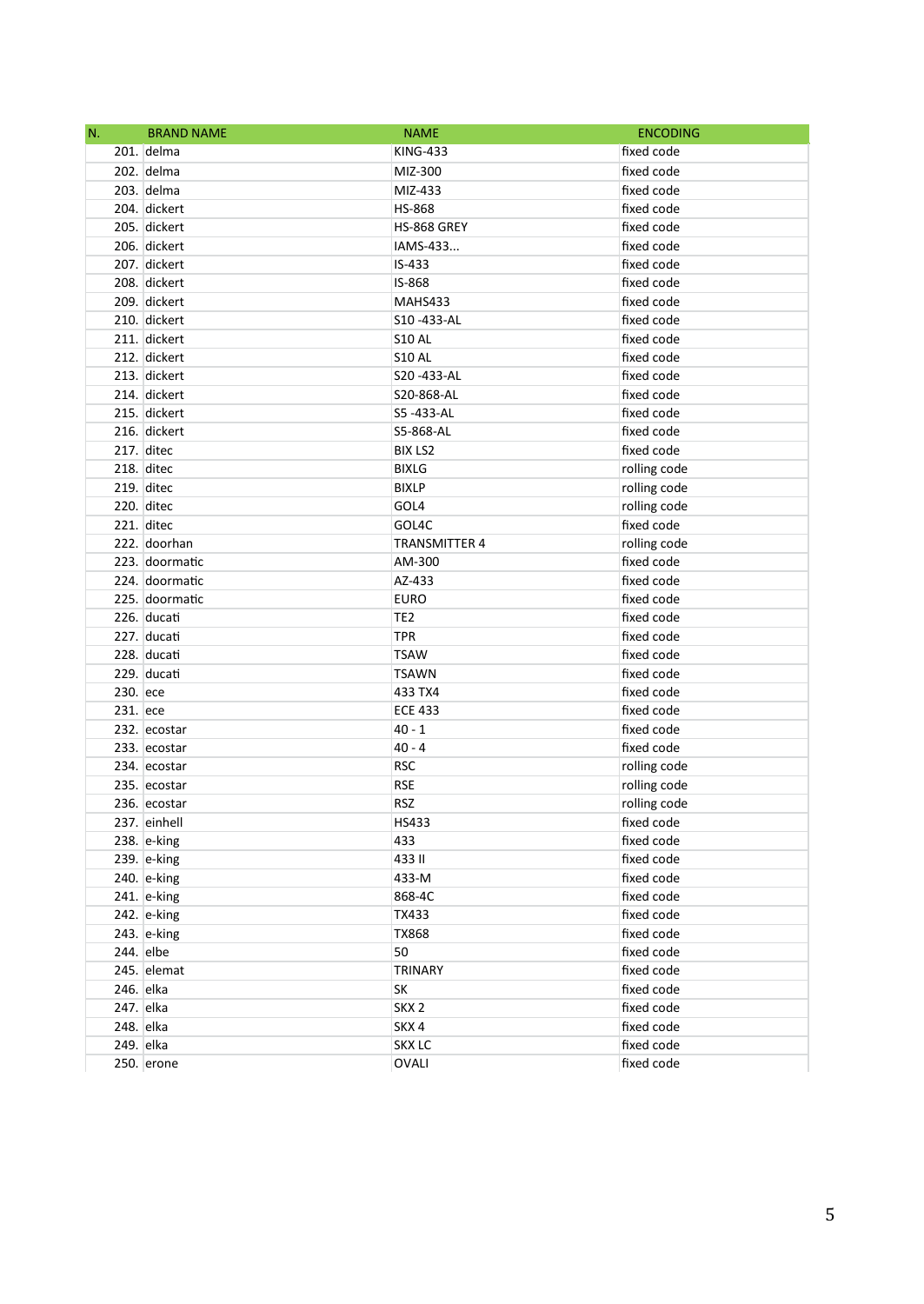| N. | BRAND NAME | NAME | ENCODING |
|---|---|---|---|
| 201. | delma | KING-433 | fixed code |
| 202. | delma | MIZ-300 | fixed code |
| 203. | delma | MIZ-433 | fixed code |
| 204. | dickert | HS-868 | fixed code |
| 205. | dickert | HS-868 GREY | fixed code |
| 206. | dickert | IAMS-433... | fixed code |
| 207. | dickert | IS-433 | fixed code |
| 208. | dickert | IS-868 | fixed code |
| 209. | dickert | MAHS433 | fixed code |
| 210. | dickert | S10 -433-AL | fixed code |
| 211. | dickert | S10 AL | fixed code |
| 212. | dickert | S10 AL | fixed code |
| 213. | dickert | S20 -433-AL | fixed code |
| 214. | dickert | S20-868-AL | fixed code |
| 215. | dickert | S5 -433-AL | fixed code |
| 216. | dickert | S5-868-AL | fixed code |
| 217. | ditec | BIX LS2 | fixed code |
| 218. | ditec | BIXLG | rolling code |
| 219. | ditec | BIXLP | rolling code |
| 220. | ditec | GOL4 | rolling code |
| 221. | ditec | GOL4C | fixed code |
| 222. | doorhan | TRANSMITTER 4 | rolling code |
| 223. | doormatic | AM-300 | fixed code |
| 224. | doormatic | AZ-433 | fixed code |
| 225. | doormatic | EURO | fixed code |
| 226. | ducati | TE2 | fixed code |
| 227. | ducati | TPR | fixed code |
| 228. | ducati | TSAW | fixed code |
| 229. | ducati | TSAWN | fixed code |
| 230. | ece | 433 TX4 | fixed code |
| 231. | ece | ECE 433 | fixed code |
| 232. | ecostar | 40 - 1 | fixed code |
| 233. | ecostar | 40 - 4 | fixed code |
| 234. | ecostar | RSC | rolling code |
| 235. | ecostar | RSE | rolling code |
| 236. | ecostar | RSZ | rolling code |
| 237. | einhell | HS433 | fixed code |
| 238. | e-king | 433 | fixed code |
| 239. | e-king | 433 II | fixed code |
| 240. | e-king | 433-M | fixed code |
| 241. | e-king | 868-4C | fixed code |
| 242. | e-king | TX433 | fixed code |
| 243. | e-king | TX868 | fixed code |
| 244. | elbe | 50 | fixed code |
| 245. | elemat | TRINARY | fixed code |
| 246. | elka | SK | fixed code |
| 247. | elka | SKX 2 | fixed code |
| 248. | elka | SKX 4 | fixed code |
| 249. | elka | SKX LC | fixed code |
| 250. | erone | OVALI | fixed code |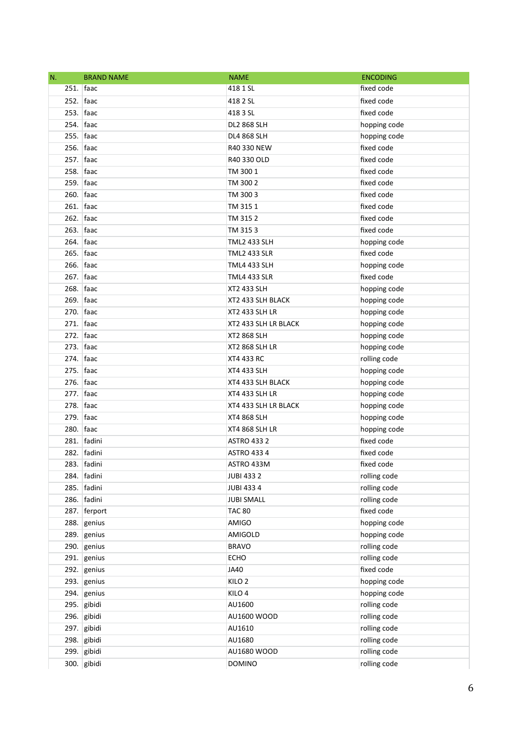| N. | BRAND NAME | NAME | ENCODING |
|---|---|---|---|
| 251. | faac | 418 1 SL | fixed code |
| 252. | faac | 418 2 SL | fixed code |
| 253. | faac | 418 3 SL | fixed code |
| 254. | faac | DL2 868 SLH | hopping code |
| 255. | faac | DL4 868 SLH | hopping code |
| 256. | faac | R40 330 NEW | fixed code |
| 257. | faac | R40 330 OLD | fixed code |
| 258. | faac | TM 300 1 | fixed code |
| 259. | faac | TM 300 2 | fixed code |
| 260. | faac | TM 300 3 | fixed code |
| 261. | faac | TM 315 1 | fixed code |
| 262. | faac | TM 315 2 | fixed code |
| 263. | faac | TM 315 3 | fixed code |
| 264. | faac | TML2 433 SLH | hopping code |
| 265. | faac | TML2 433 SLR | fixed code |
| 266. | faac | TML4 433 SLH | hopping code |
| 267. | faac | TML4 433 SLR | fixed code |
| 268. | faac | XT2 433 SLH | hopping code |
| 269. | faac | XT2 433 SLH BLACK | hopping code |
| 270. | faac | XT2 433 SLH LR | hopping code |
| 271. | faac | XT2 433 SLH LR BLACK | hopping code |
| 272. | faac | XT2 868 SLH | hopping code |
| 273. | faac | XT2 868 SLH LR | hopping code |
| 274. | faac | XT4 433 RC | rolling code |
| 275. | faac | XT4 433 SLH | hopping code |
| 276. | faac | XT4 433 SLH BLACK | hopping code |
| 277. | faac | XT4 433 SLH LR | hopping code |
| 278. | faac | XT4 433 SLH LR BLACK | hopping code |
| 279. | faac | XT4 868 SLH | hopping code |
| 280. | faac | XT4 868 SLH LR | hopping code |
| 281. | fadini | ASTRO 433 2 | fixed code |
| 282. | fadini | ASTRO 433 4 | fixed code |
| 283. | fadini | ASTRO 433M | fixed code |
| 284. | fadini | JUBI 433 2 | rolling code |
| 285. | fadini | JUBI 433 4 | rolling code |
| 286. | fadini | JUBI SMALL | rolling code |
| 287. | ferport | TAC 80 | fixed code |
| 288. | genius | AMIGO | hopping code |
| 289. | genius | AMIGOLD | hopping code |
| 290. | genius | BRAVO | rolling code |
| 291. | genius | ECHO | rolling code |
| 292. | genius | JA40 | fixed code |
| 293. | genius | KILO 2 | hopping code |
| 294. | genius | KILO 4 | hopping code |
| 295. | gibidi | AU1600 | rolling code |
| 296. | gibidi | AU1600 WOOD | rolling code |
| 297. | gibidi | AU1610 | rolling code |
| 298. | gibidi | AU1680 | rolling code |
| 299. | gibidi | AU1680 WOOD | rolling code |
| 300. | gibidi | DOMINO | rolling code |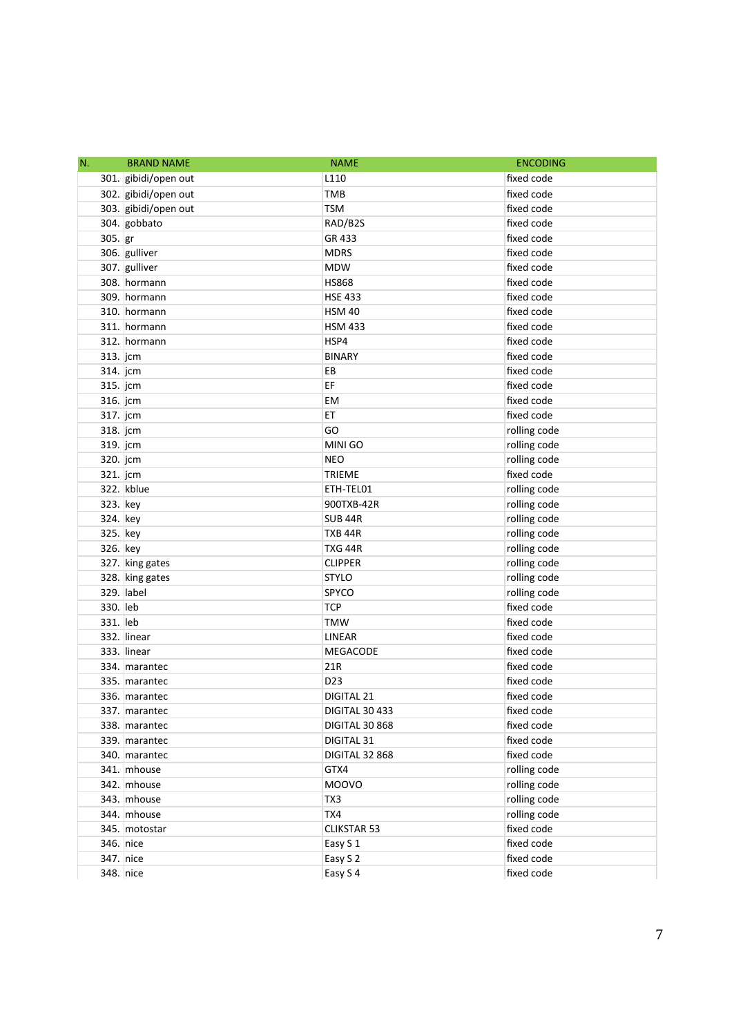| N. | BRAND NAME | NAME | ENCODING |
|---|---|---|---|
| 301. | gibidi/open out | L110 | fixed code |
| 302. | gibidi/open out | TMB | fixed code |
| 303. | gibidi/open out | TSM | fixed code |
| 304. | gobbato | RAD/B2S | fixed code |
| 305. | gr | GR 433 | fixed code |
| 306. | gulliver | MDRS | fixed code |
| 307. | gulliver | MDW | fixed code |
| 308. | hormann | HS868 | fixed code |
| 309. | hormann | HSE 433 | fixed code |
| 310. | hormann | HSM 40 | fixed code |
| 311. | hormann | HSM 433 | fixed code |
| 312. | hormann | HSP4 | fixed code |
| 313. | jcm | BINARY | fixed code |
| 314. | jcm | EB | fixed code |
| 315. | jcm | EF | fixed code |
| 316. | jcm | EM | fixed code |
| 317. | jcm | ET | fixed code |
| 318. | jcm | GO | rolling code |
| 319. | jcm | MINI GO | rolling code |
| 320. | jcm | NEO | rolling code |
| 321. | jcm | TRIEME | fixed code |
| 322. | kblue | ETH-TEL01 | rolling code |
| 323. | key | 900TXB-42R | rolling code |
| 324. | key | SUB 44R | rolling code |
| 325. | key | TXB 44R | rolling code |
| 326. | key | TXG 44R | rolling code |
| 327. | king gates | CLIPPER | rolling code |
| 328. | king gates | STYLO | rolling code |
| 329. | label | SPYCO | rolling code |
| 330. | leb | TCP | fixed code |
| 331. | leb | TMW | fixed code |
| 332. | linear | LINEAR | fixed code |
| 333. | linear | MEGACODE | fixed code |
| 334. | marantec | 21R | fixed code |
| 335. | marantec | D23 | fixed code |
| 336. | marantec | DIGITAL 21 | fixed code |
| 337. | marantec | DIGITAL 30 433 | fixed code |
| 338. | marantec | DIGITAL 30 868 | fixed code |
| 339. | marantec | DIGITAL 31 | fixed code |
| 340. | marantec | DIGITAL 32 868 | fixed code |
| 341. | mhouse | GTX4 | rolling code |
| 342. | mhouse | MOOVO | rolling code |
| 343. | mhouse | TX3 | rolling code |
| 344. | mhouse | TX4 | rolling code |
| 345. | motostar | CLIKSTAR 53 | fixed code |
| 346. | nice | Easy S 1 | fixed code |
| 347. | nice | Easy S 2 | fixed code |
| 348. | nice | Easy S 4 | fixed code |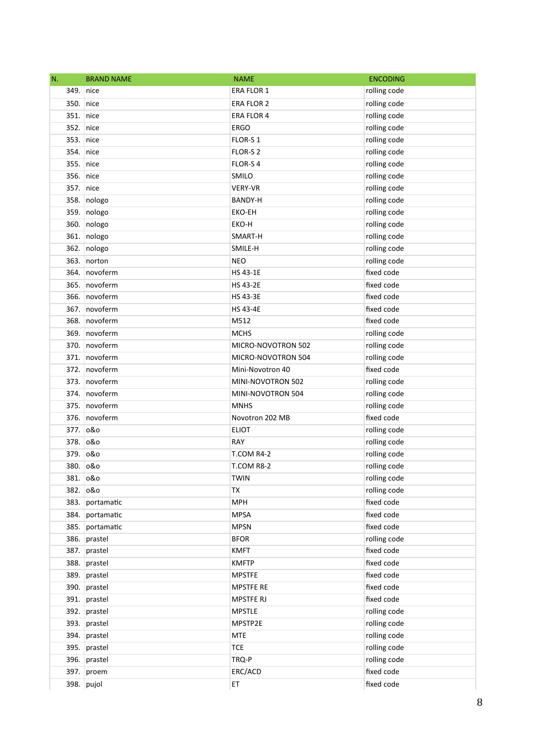| N. | BRAND NAME | NAME | ENCODING |
|---|---|---|---|
| 349. | nice | ERA FLOR 1 | rolling code |
| 350. | nice | ERA FLOR 2 | rolling code |
| 351. | nice | ERA FLOR 4 | rolling code |
| 352. | nice | ERGO | rolling code |
| 353. | nice | FLOR-S 1 | rolling code |
| 354. | nice | FLOR-S 2 | rolling code |
| 355. | nice | FLOR-S 4 | rolling code |
| 356. | nice | SMILO | rolling code |
| 357. | nice | VERY-VR | rolling code |
| 358. | nologo | BANDY-H | rolling code |
| 359. | nologo | EKO-EH | rolling code |
| 360. | nologo | EKO-H | rolling code |
| 361. | nologo | SMART-H | rolling code |
| 362. | nologo | SMILE-H | rolling code |
| 363. | norton | NEO | rolling code |
| 364. | novoferm | HS 43-1E | fixed code |
| 365. | novoferm | HS 43-2E | fixed code |
| 366. | novoferm | HS 43-3E | fixed code |
| 367. | novoferm | HS 43-4E | fixed code |
| 368. | novoferm | M512 | fixed code |
| 369. | novoferm | MCHS | rolling code |
| 370. | novoferm | MICRO-NOVOTRON 502 | rolling code |
| 371. | novoferm | MICRO-NOVOTRON 504 | rolling code |
| 372. | novoferm | Mini-Novotron 40 | fixed code |
| 373. | novoferm | MINI-NOVOTRON 502 | rolling code |
| 374. | novoferm | MINI-NOVOTRON 504 | rolling code |
| 375. | novoferm | MNHS | rolling code |
| 376. | novoferm | Novotron 202 MB | fixed code |
| 377. | o&o | ELIOT | rolling code |
| 378. | o&o | RAY | rolling code |
| 379. | o&o | T.COM R4-2 | rolling code |
| 380. | o&o | T.COM R8-2 | rolling code |
| 381. | o&o | TWIN | rolling code |
| 382. | o&o | TX | rolling code |
| 383. | portamatic | MPH | fixed code |
| 384. | portamatic | MPSA | fixed code |
| 385. | portamatic | MPSN | fixed code |
| 386. | prastel | BFOR | rolling code |
| 387. | prastel | KMFT | fixed code |
| 388. | prastel | KMFTP | fixed code |
| 389. | prastel | MPSTFE | fixed code |
| 390. | prastel | MPSTFE RE | fixed code |
| 391. | prastel | MPSTFE RJ | fixed code |
| 392. | prastel | MPSTLE | rolling code |
| 393. | prastel | MPSTP2E | rolling code |
| 394. | prastel | MTE | rolling code |
| 395. | prastel | TCE | rolling code |
| 396. | prastel | TRQ-P | rolling code |
| 397. | proem | ERC/ACD | fixed code |
| 398. | pujol | ET | fixed code |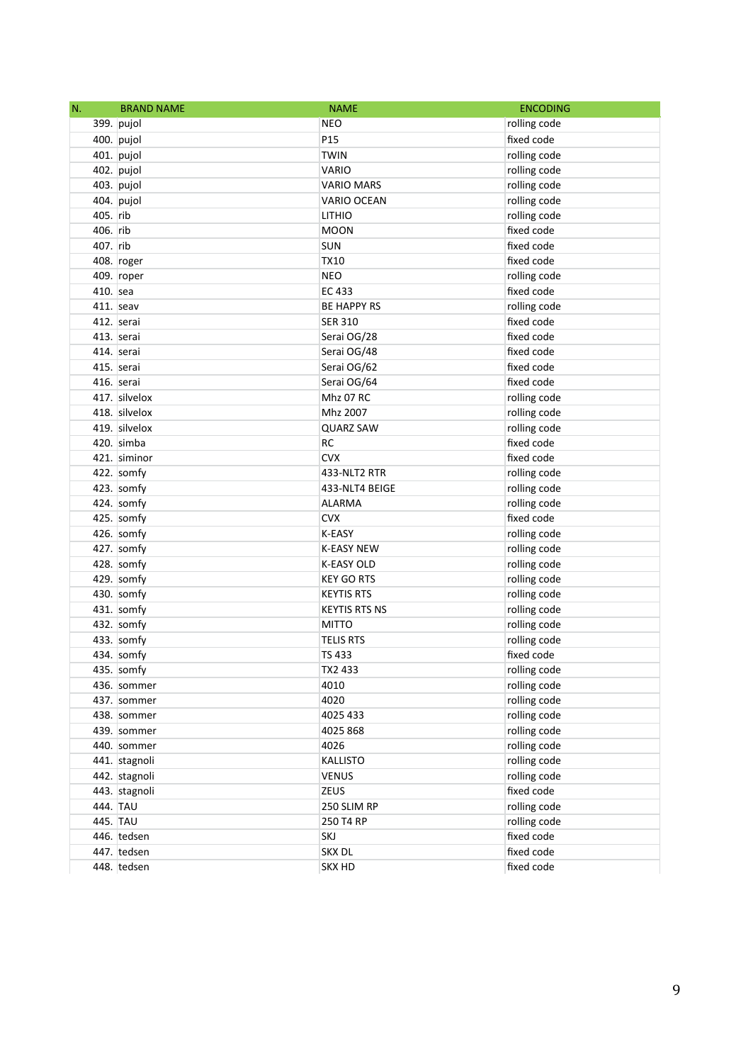| N. | BRAND NAME | NAME | ENCODING |
|---|---|---|---|
| 399. | pujol | NEO | rolling code |
| 400. | pujol | P15 | fixed code |
| 401. | pujol | TWIN | rolling code |
| 402. | pujol | VARIO | rolling code |
| 403. | pujol | VARIO MARS | rolling code |
| 404. | pujol | VARIO OCEAN | rolling code |
| 405. | rib | LITHIO | rolling code |
| 406. | rib | MOON | fixed code |
| 407. | rib | SUN | fixed code |
| 408. | roger | TX10 | fixed code |
| 409. | roper | NEO | rolling code |
| 410. | sea | EC 433 | fixed code |
| 411. | seav | BE HAPPY RS | rolling code |
| 412. | serai | SER 310 | fixed code |
| 413. | serai | Serai OG/28 | fixed code |
| 414. | serai | Serai OG/48 | fixed code |
| 415. | serai | Serai OG/62 | fixed code |
| 416. | serai | Serai OG/64 | fixed code |
| 417. | silvelox | Mhz 07 RC | rolling code |
| 418. | silvelox | Mhz 2007 | rolling code |
| 419. | silvelox | QUARZ SAW | rolling code |
| 420. | simba | RC | fixed code |
| 421. | siminor | CVX | fixed code |
| 422. | somfy | 433-NLT2 RTR | rolling code |
| 423. | somfy | 433-NLT4 BEIGE | rolling code |
| 424. | somfy | ALARMA | rolling code |
| 425. | somfy | CVX | fixed code |
| 426. | somfy | K-EASY | rolling code |
| 427. | somfy | K-EASY NEW | rolling code |
| 428. | somfy | K-EASY OLD | rolling code |
| 429. | somfy | KEY GO RTS | rolling code |
| 430. | somfy | KEYTIS RTS | rolling code |
| 431. | somfy | KEYTIS RTS NS | rolling code |
| 432. | somfy | MITTO | rolling code |
| 433. | somfy | TELIS RTS | rolling code |
| 434. | somfy | TS 433 | fixed code |
| 435. | somfy | TX2 433 | rolling code |
| 436. | sommer | 4010 | rolling code |
| 437. | sommer | 4020 | rolling code |
| 438. | sommer | 4025 433 | rolling code |
| 439. | sommer | 4025 868 | rolling code |
| 440. | sommer | 4026 | rolling code |
| 441. | stagnoli | KALLISTO | rolling code |
| 442. | stagnoli | VENUS | rolling code |
| 443. | stagnoli | ZEUS | fixed code |
| 444. | TAU | 250 SLIM RP | rolling code |
| 445. | TAU | 250 T4 RP | rolling code |
| 446. | tedsen | SKJ | fixed code |
| 447. | tedsen | SKX DL | fixed code |
| 448. | tedsen | SKX HD | fixed code |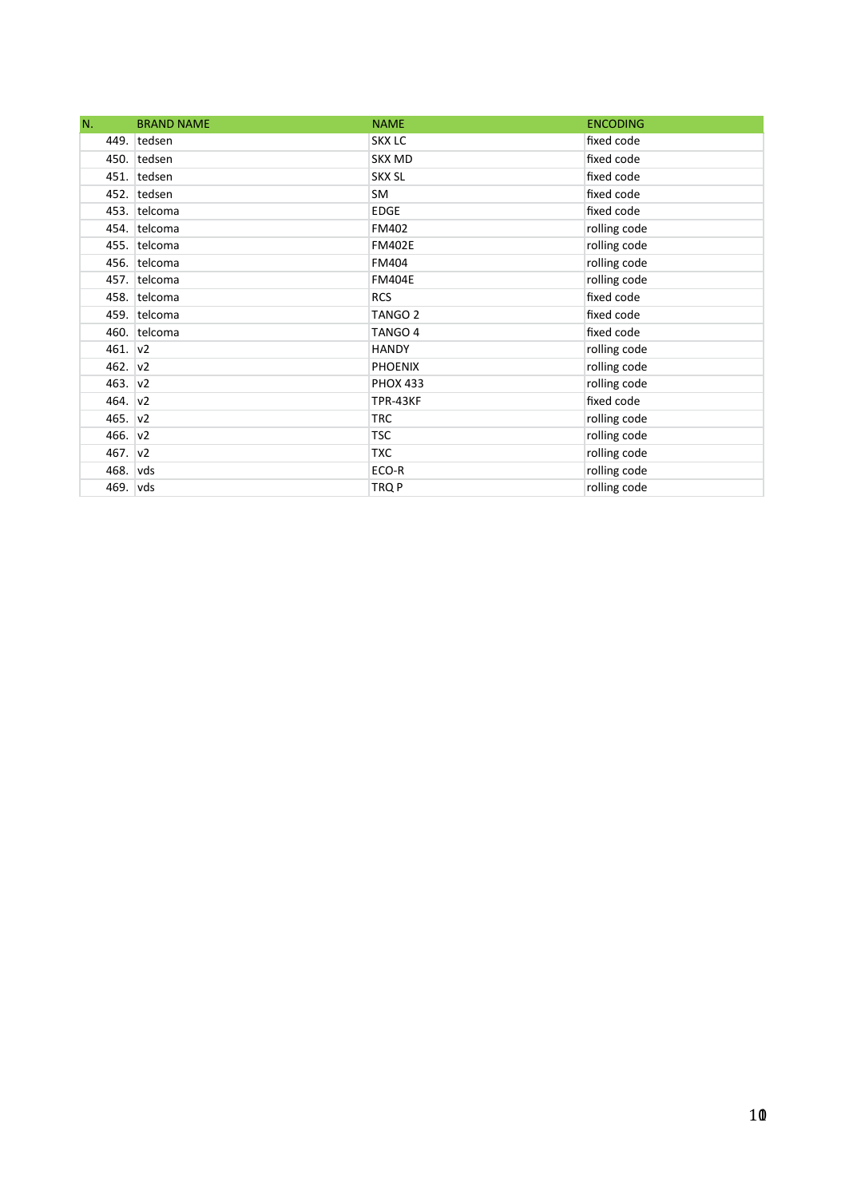| N. | BRAND NAME | NAME | ENCODING |
|---|---|---|---|
| 449. | tedsen | SKX LC | fixed code |
| 450. | tedsen | SKX MD | fixed code |
| 451. | tedsen | SKX SL | fixed code |
| 452. | tedsen | SM | fixed code |
| 453. | telcoma | EDGE | fixed code |
| 454. | telcoma | FM402 | rolling code |
| 455. | telcoma | FM402E | rolling code |
| 456. | telcoma | FM404 | rolling code |
| 457. | telcoma | FM404E | rolling code |
| 458. | telcoma | RCS | fixed code |
| 459. | telcoma | TANGO 2 | fixed code |
| 460. | telcoma | TANGO 4 | fixed code |
| 461. | v2 | HANDY | rolling code |
| 462. | v2 | PHOENIX | rolling code |
| 463. | v2 | PHOX 433 | rolling code |
| 464. | v2 | TPR-43KF | fixed code |
| 465. | v2 | TRC | rolling code |
| 466. | v2 | TSC | rolling code |
| 467. | v2 | TXC | rolling code |
| 468. | vds | ECO-R | rolling code |
| 469. | vds | TRQ P | rolling code |